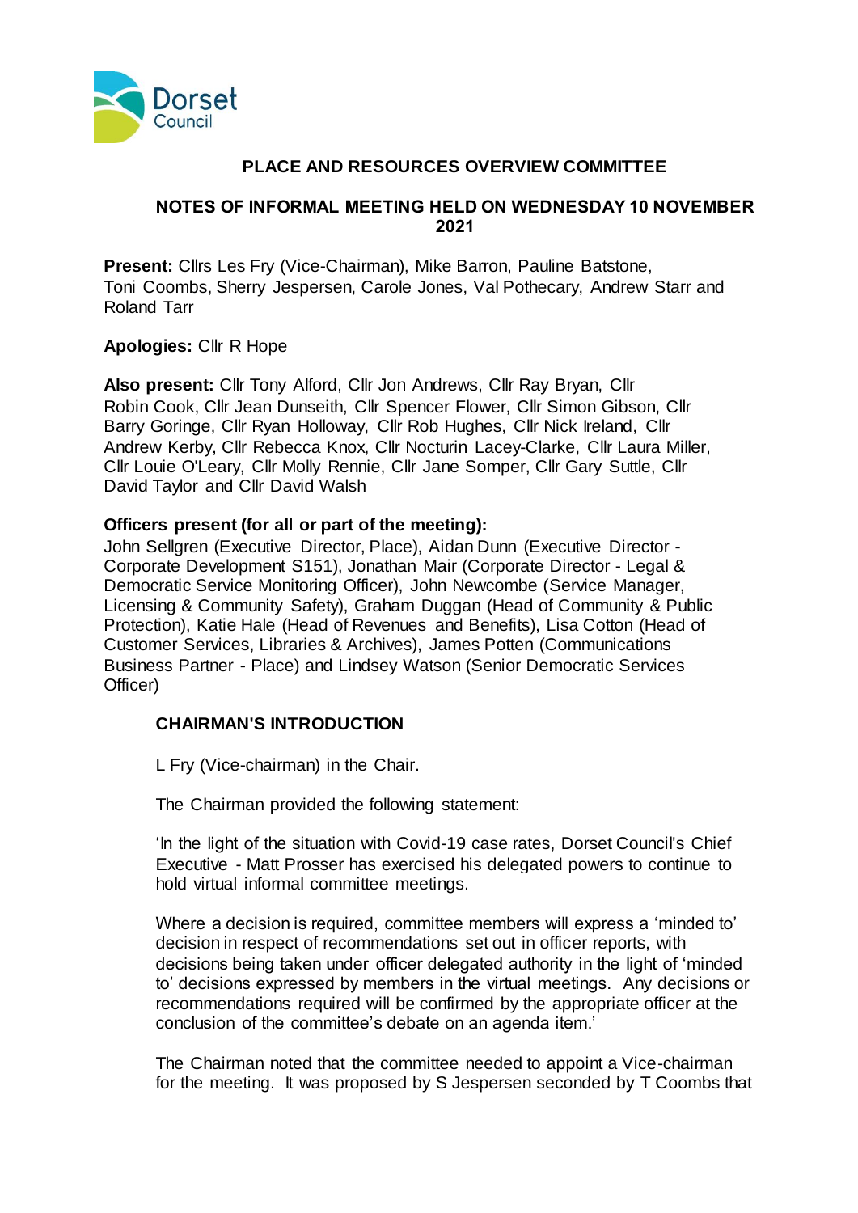Dorset Council

# PLACE AND RESOURCES OVERVIEW COMMITTEE

## NOTES OF INFORMAL MEETING HELD ON WEDNESDAY 10 NOVEMBER 2021

**Present:** Cllrs Les Fry (Vice-Chairman), Mike Barron, Pauline Batstone, Toni Coombs, Sherry Jespersen, Carole Jones, Val Pothecary, Andrew Starr and Roland Tarr

**Apologies:** Cllr R Hope

**Also present:** Cllr Tony Alford, Cllr Jon Andrews, Cllr Ray Bryan, Cllr Robin Cook, Cllr Jean Dunseith, Cllr Spencer Flower, Cllr Simon Gibson, Cllr Barry Goringe, Cllr Ryan Holloway, Cllr Rob Hughes, Cllr Nick Ireland, Cllr Andrew Kerby, Cllr Rebecca Knox, Cllr Nocturin Lacey-Clarke, Cllr Laura Miller, Cllr Louie O'Leary, Cllr Molly Rennie, Cllr Jane Somper, Cllr Gary Suttle, Cllr David Taylor and Cllr David Walsh

**Officers present (for all or part of the meeting):**
John Sellgren (Executive Director, Place), Aidan Dunn (Executive Director - Corporate Development S151), Jonathan Mair (Corporate Director - Legal & Democratic Service Monitoring Officer), John Newcombe (Service Manager, Licensing & Community Safety), Graham Duggan (Head of Community & Public Protection), Katie Hale (Head of Revenues and Benefits), Lisa Cotton (Head of Customer Services, Libraries & Archives), James Potten (Communications Business Partner - Place) and Lindsey Watson (Senior Democratic Services Officer)

### CHAIRMAN'S INTRODUCTION

L Fry (Vice-chairman) in the Chair.

The Chairman provided the following statement:

'In the light of the situation with Covid-19 case rates, Dorset Council's Chief Executive - Matt Prosser has exercised his delegated powers to continue to hold virtual informal committee meetings.

Where a decision is required, committee members will express a 'minded to' decision in respect of recommendations set out in officer reports, with decisions being taken under officer delegated authority in the light of 'minded to' decisions expressed by members in the virtual meetings. Any decisions or recommendations required will be confirmed by the appropriate officer at the conclusion of the committee's debate on an agenda item.'

The Chairman noted that the committee needed to appoint a Vice-chairman for the meeting. It was proposed by S Jespersen seconded by T Coombs that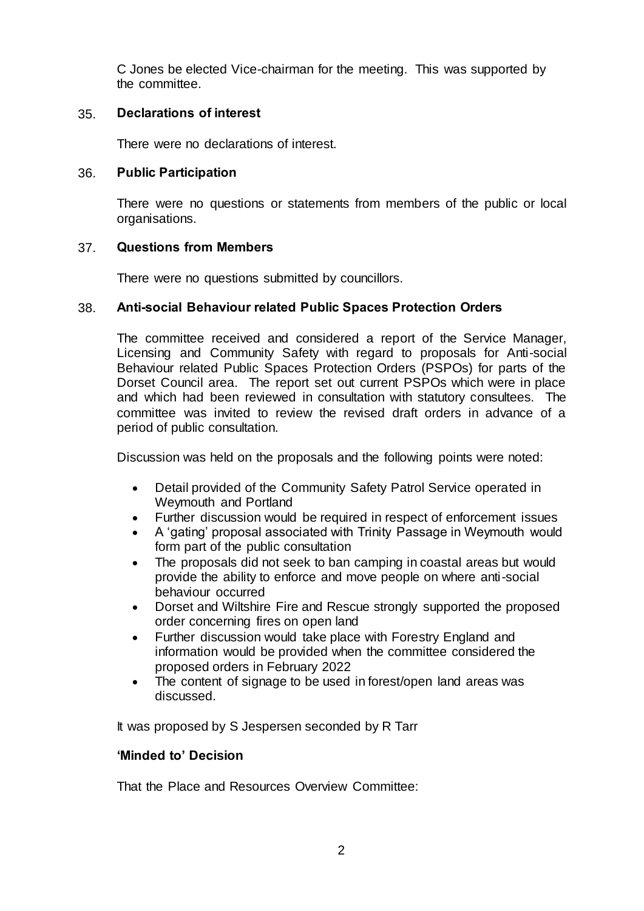C Jones be elected Vice-chairman for the meeting. This was supported by the committee.

## 35. Declarations of interest

There were no declarations of interest.

## 36. Public Participation

There were no questions or statements from members of the public or local organisations.

## 37. Questions from Members

There were no questions submitted by councillors.

## 38. Anti-social Behaviour related Public Spaces Protection Orders

The committee received and considered a report of the Service Manager, Licensing and Community Safety with regard to proposals for Anti-social Behaviour related Public Spaces Protection Orders (PSPOs) for parts of the Dorset Council area. The report set out current PSPOs which were in place and which had been reviewed in consultation with statutory consultees. The committee was invited to review the revised draft orders in advance of a period of public consultation.

Discussion was held on the proposals and the following points were noted:

- Detail provided of the Community Safety Patrol Service operated in Weymouth and Portland
- Further discussion would be required in respect of enforcement issues
- A 'gating' proposal associated with Trinity Passage in Weymouth would form part of the public consultation
- The proposals did not seek to ban camping in coastal areas but would provide the ability to enforce and move people on where anti-social behaviour occurred
- Dorset and Wiltshire Fire and Rescue strongly supported the proposed order concerning fires on open land
- Further discussion would take place with Forestry England and information would be provided when the committee considered the proposed orders in February 2022
- The content of signage to be used in forest/open land areas was discussed.

It was proposed by S Jespersen seconded by R Tarr

**'Minded to' Decision**

That the Place and Resources Overview Committee: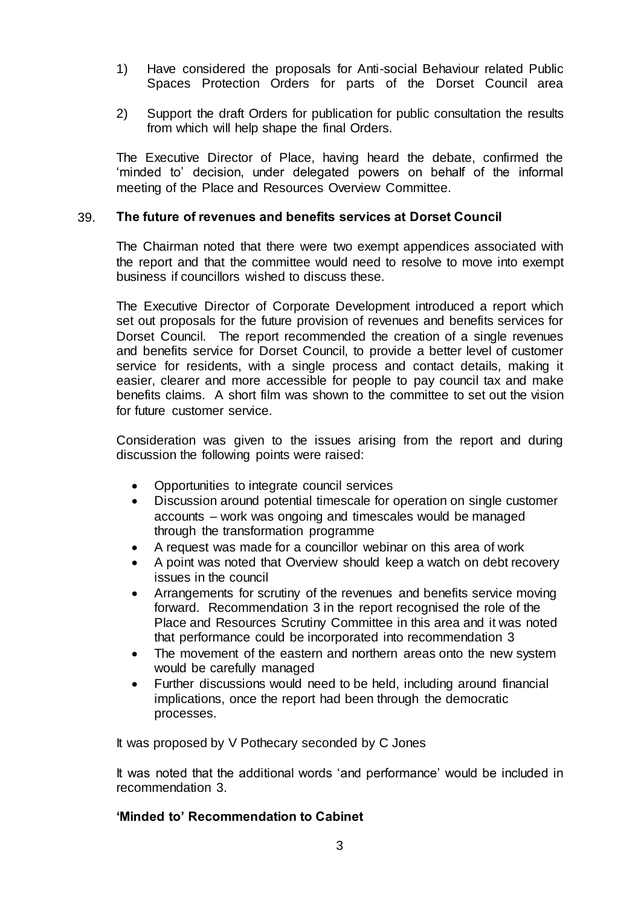1) Have considered the proposals for Anti-social Behaviour related Public Spaces Protection Orders for parts of the Dorset Council area

2) Support the draft Orders for publication for public consultation the results from which will help shape the final Orders.

The Executive Director of Place, having heard the debate, confirmed the 'minded to' decision, under delegated powers on behalf of the informal meeting of the Place and Resources Overview Committee.

## 39. The future of revenues and benefits services at Dorset Council

The Chairman noted that there were two exempt appendices associated with the report and that the committee would need to resolve to move into exempt business if councillors wished to discuss these.

The Executive Director of Corporate Development introduced a report which set out proposals for the future provision of revenues and benefits services for Dorset Council. The report recommended the creation of a single revenues and benefits service for Dorset Council, to provide a better level of customer service for residents, with a single process and contact details, making it easier, clearer and more accessible for people to pay council tax and make benefits claims. A short film was shown to the committee to set out the vision for future customer service.

Consideration was given to the issues arising from the report and during discussion the following points were raised:

- Opportunities to integrate council services
- Discussion around potential timescale for operation on single customer accounts – work was ongoing and timescales would be managed through the transformation programme
- A request was made for a councillor webinar on this area of work
- A point was noted that Overview should keep a watch on debt recovery issues in the council
- Arrangements for scrutiny of the revenues and benefits service moving forward. Recommendation 3 in the report recognised the role of the Place and Resources Scrutiny Committee in this area and it was noted that performance could be incorporated into recommendation 3
- The movement of the eastern and northern areas onto the new system would be carefully managed
- Further discussions would need to be held, including around financial implications, once the report had been through the democratic processes.

It was proposed by V Pothecary seconded by C Jones

It was noted that the additional words 'and performance' would be included in recommendation 3.

**'Minded to' Recommendation to Cabinet**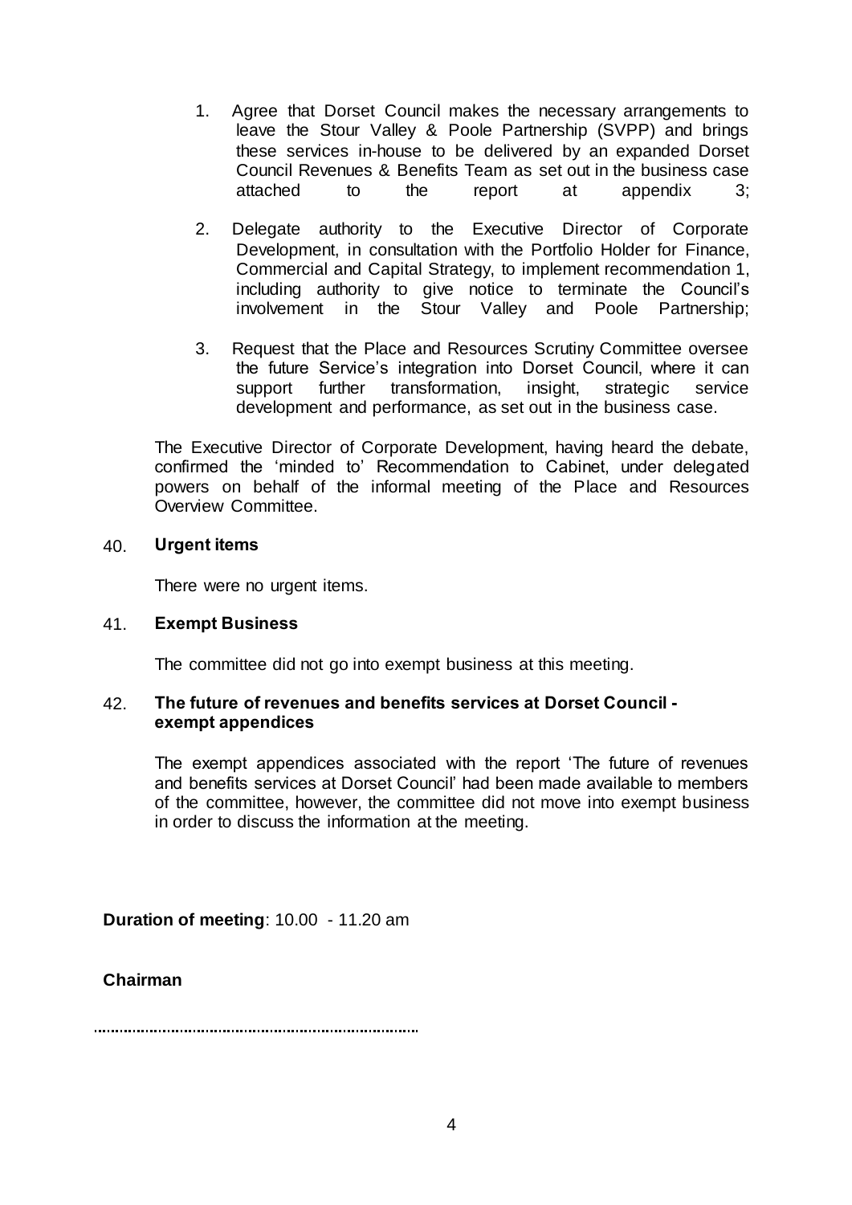1. Agree that Dorset Council makes the necessary arrangements to leave the Stour Valley & Poole Partnership (SVPP) and brings these services in-house to be delivered by an expanded Dorset Council Revenues & Benefits Team as set out in the business case attached to the report at appendix 3;

2. Delegate authority to the Executive Director of Corporate Development, in consultation with the Portfolio Holder for Finance, Commercial and Capital Strategy, to implement recommendation 1, including authority to give notice to terminate the Council's involvement in the Stour Valley and Poole Partnership;

3. Request that the Place and Resources Scrutiny Committee oversee the future Service's integration into Dorset Council, where it can support further transformation, insight, strategic service development and performance, as set out in the business case.

The Executive Director of Corporate Development, having heard the debate, confirmed the 'minded to' Recommendation to Cabinet, under delegated powers on behalf of the informal meeting of the Place and Resources Overview Committee.

## 40. Urgent items

There were no urgent items.

## 41. Exempt Business

The committee did not go into exempt business at this meeting.

## 42. The future of revenues and benefits services at Dorset Council - exempt appendices

The exempt appendices associated with the report 'The future of revenues and benefits services at Dorset Council' had been made available to members of the committee, however, the committee did not move into exempt business in order to discuss the information at the meeting.

**Duration of meeting**: 10.00 - 11.20 am

**Chairman**

..............................................................................